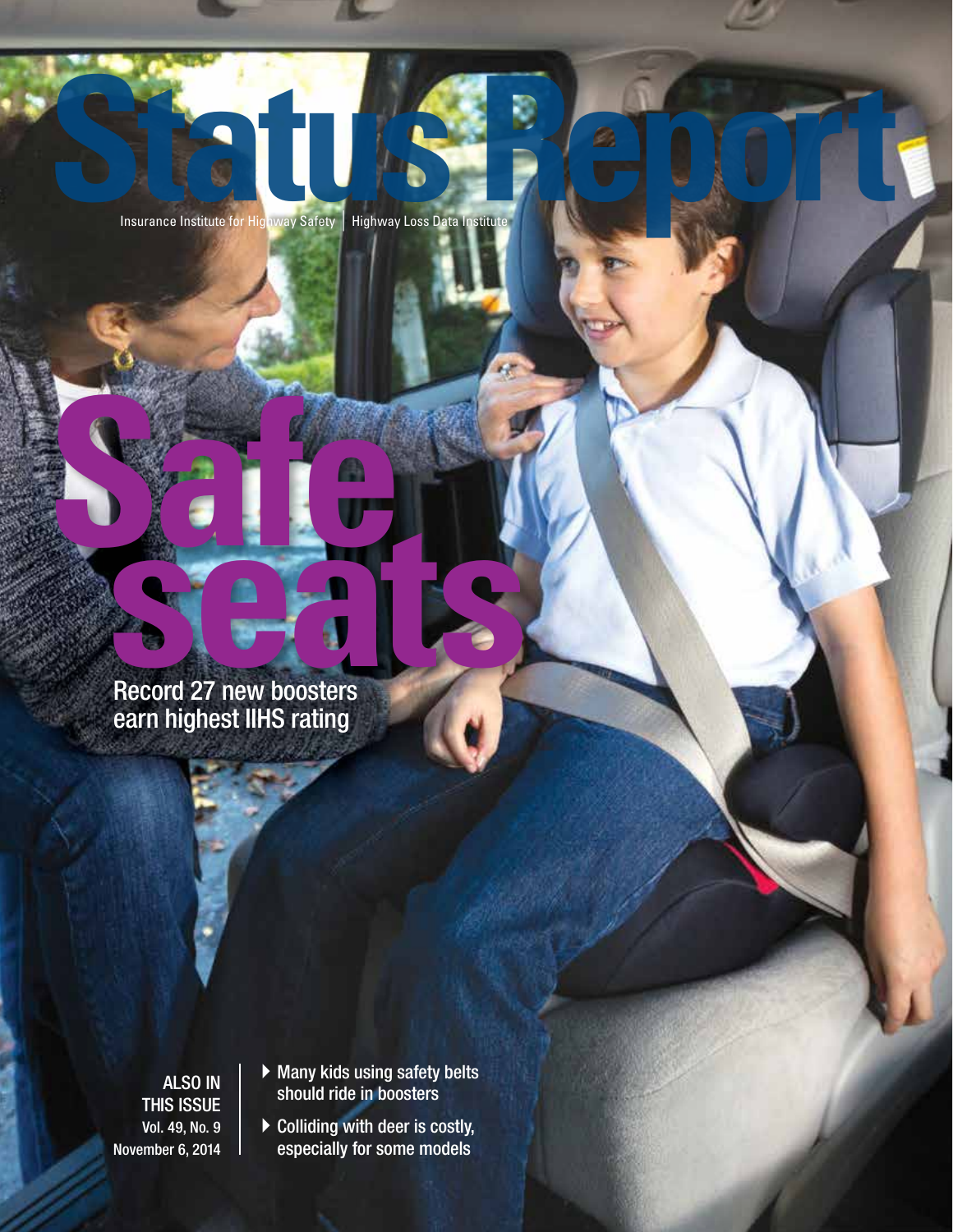# Status Report

Insurance Institute for Highway Safety | Highway Loss Data Institute

## Safe seats

Record 27 new boosters earn highest IIHS rating

ALSO IN THIS ISSUE

Vol. 49, No. 9

November 6, 2014

- Many kids using safety belts should ride in boosters
- Colliding with deer is costly, especially for some models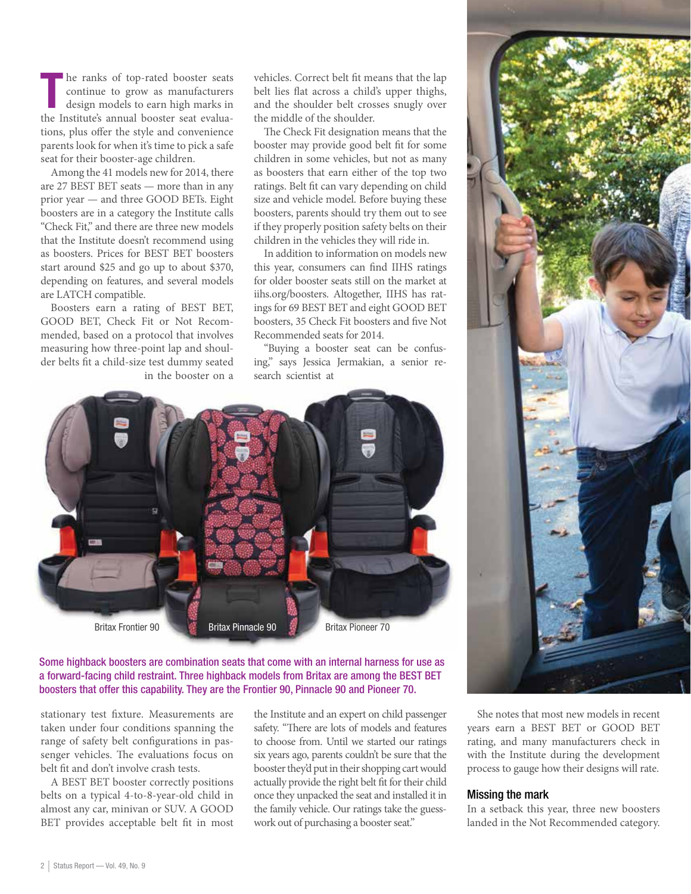The ranks of top-rated booster seats continue to grow as manufacturers design models to earn high marks in the Institute's annual booster seat evaluations, plus offer the style and convenience parents look for when it's time to pick a safe seat for their booster-age children.

Among the 41 models new for 2014, there are 27 BEST BET seats — more than in any prior year — and three GOOD BETs. Eight boosters are in a category the Institute calls "Check Fit," and there are three new models that the Institute doesn't recommend using as boosters. Prices for BEST BET boosters start around $25 and go up to about $370, depending on features, and several models are LATCH compatible.

Boosters earn a rating of BEST BET, GOOD BET, Check Fit or Not Recommended, based on a protocol that involves measuring how three-point lap and shoulder belts fit a child-size test dummy seated in the booster on a stationary test fixture. Measurements are taken under four conditions spanning the range of safety belt configurations in passenger vehicles. The evaluations focus on belt fit and don't involve crash tests.

A BEST BET booster correctly positions belts on a typical 4-to-8-year-old child in almost any car, minivan or SUV. A GOOD BET provides acceptable belt fit in most vehicles. Correct belt fit means that the lap belt lies flat across a child's upper thighs, and the shoulder belt crosses snugly over the middle of the shoulder.

The Check Fit designation means that the booster may provide good belt fit for some children in some vehicles, but not as many as boosters that earn either of the top two ratings. Belt fit can vary depending on child size and vehicle model. Before buying these boosters, parents should try them out to see if they properly position safety belts on their children in the vehicles they will ride in.

In addition to information on models new this year, consumers can find IIHS ratings for older booster seats still on the market at iihs.org/boosters. Altogether, IIHS has ratings for 69 BEST BET and eight GOOD BET boosters, 35 Check Fit boosters and five Not Recommended seats for 2014.

"Buying a booster seat can be confusing," says Jessica Jermakian, a senior research scientist at the Institute and an expert on child passenger safety. "There are lots of models and features to choose from. Until we started our ratings six years ago, parents couldn't be sure that the booster they'd put in their shopping cart would actually provide the right belt fit for their child once they unpacked the seat and installed it in the family vehicle. Our ratings take the guesswork out of purchasing a booster seat."

Britax Frontier 90 | Britax Pinnacle 90 | Britax Pioneer 70

Some highback boosters are combination seats that come with an internal harness for use as a forward-facing child restraint. Three highback models from Britax are among the BEST BET boosters that offer this capability. They are the Frontier 90, Pinnacle 90 and Pioneer 70.

She notes that most new models in recent years earn a BEST BET or GOOD BET rating, and many manufacturers check in with the Institute during the development process to gauge how their designs will rate.

## Missing the mark

In a setback this year, three new boosters landed in the Not Recommended category.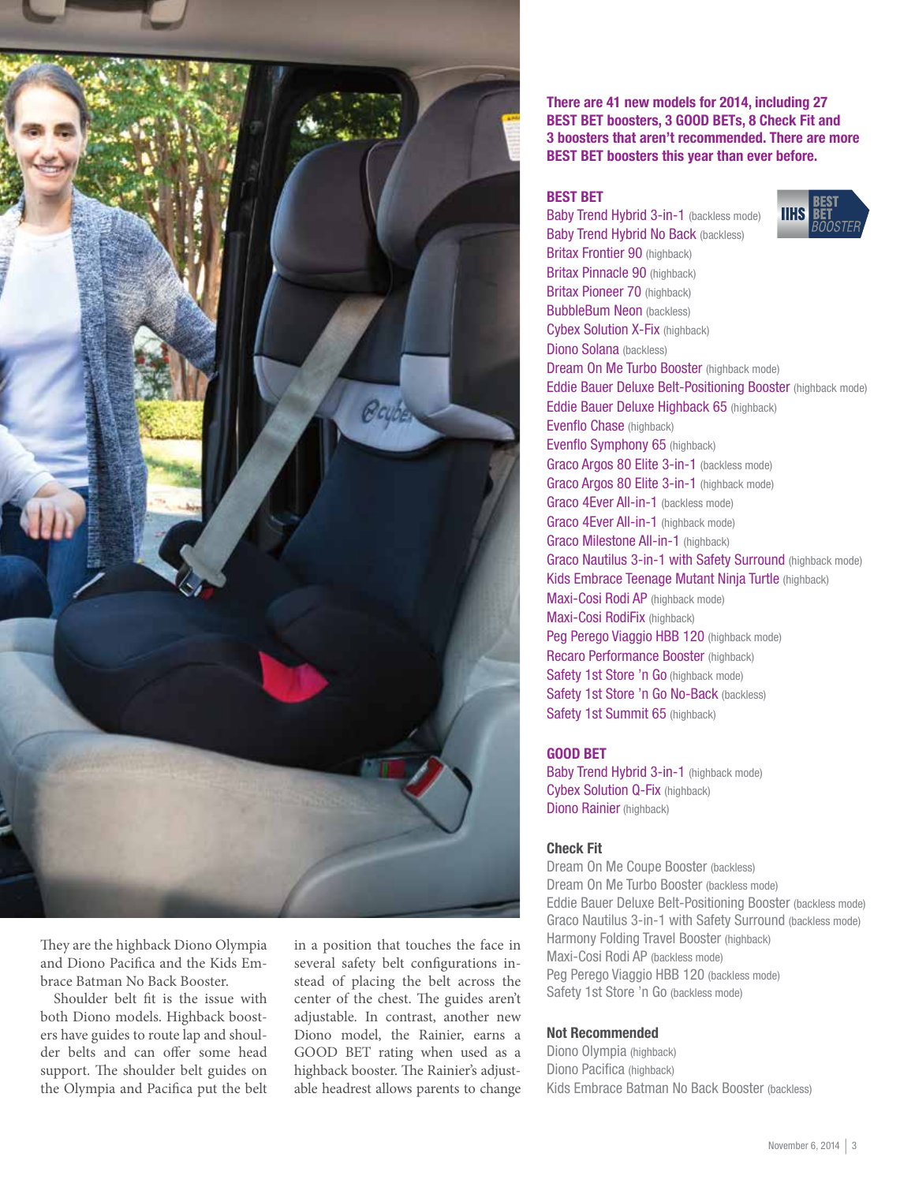They are the highback Diono Olympia and Diono Pacifica and the Kids Embrace Batman No Back Booster.

Shoulder belt fit is the issue with both Diono models. Highback boosters have guides to route lap and shoulder belts and can offer some head support. The shoulder belt guides on the Olympia and Pacifica put the belt in a position that touches the face in several safety belt configurations instead of placing the belt across the center of the chest. The guides aren't adjustable. In contrast, another new Diono model, the Rainier, earns a GOOD BET rating when used as a highback booster. The Rainier's adjustable headrest allows parents to change

**There are 41 new models for 2014, including 27 BEST BET boosters, 3 GOOD BETs, 8 Check Fit and 3 boosters that aren't recommended. There are more BEST BET boosters this year than ever before.**

## BEST BET

IIHS BEST BET BOOSTER

- Baby Trend Hybrid 3-in-1 (backless mode)
- Baby Trend Hybrid No Back (backless)
- Britax Frontier 90 (highback)
- Britax Pinnacle 90 (highback)
- Britax Pioneer 70 (highback)
- BubbleBum Neon (backless)
- Cybex Solution X-Fix (highback)
- Diono Solana (backless)
- Dream On Me Turbo Booster (highback mode)
- Eddie Bauer Deluxe Belt-Positioning Booster (highback mode)
- Eddie Bauer Deluxe Highback 65 (highback)
- Evenflo Chase (highback)
- Evenflo Symphony 65 (highback)
- Graco Argos 80 Elite 3-in-1 (backless mode)
- Graco Argos 80 Elite 3-in-1 (highback mode)
- Graco 4Ever All-in-1 (backless mode)
- Graco 4Ever All-in-1 (highback mode)
- Graco Milestone All-in-1 (highback)
- Graco Nautilus 3-in-1 with Safety Surround (highback mode)
- Kids Embrace Teenage Mutant Ninja Turtle (highback)
- Maxi-Cosi Rodi AP (highback mode)
- Maxi-Cosi RodiFix (highback)
- Peg Perego Viaggio HBB 120 (highback mode)
- Recaro Performance Booster (highback)
- Safety 1st Store 'n Go (highback mode)
- Safety 1st Store 'n Go No-Back (backless)
- Safety 1st Summit 65 (highback)

## GOOD BET

- Baby Trend Hybrid 3-in-1 (highback mode)
- Cybex Solution Q-Fix (highback)
- Diono Rainier (highback)

## Check Fit

- Dream On Me Coupe Booster (backless)
- Dream On Me Turbo Booster (backless mode)
- Eddie Bauer Deluxe Belt-Positioning Booster (backless mode)
- Graco Nautilus 3-in-1 with Safety Surround (backless mode)
- Harmony Folding Travel Booster (highback)
- Maxi-Cosi Rodi AP (backless mode)
- Peg Perego Viaggio HBB 120 (backless mode)
- Safety 1st Store 'n Go (backless mode)

## Not Recommended

- Diono Olympia (highback)
- Diono Pacifica (highback)
- Kids Embrace Batman No Back Booster (backless)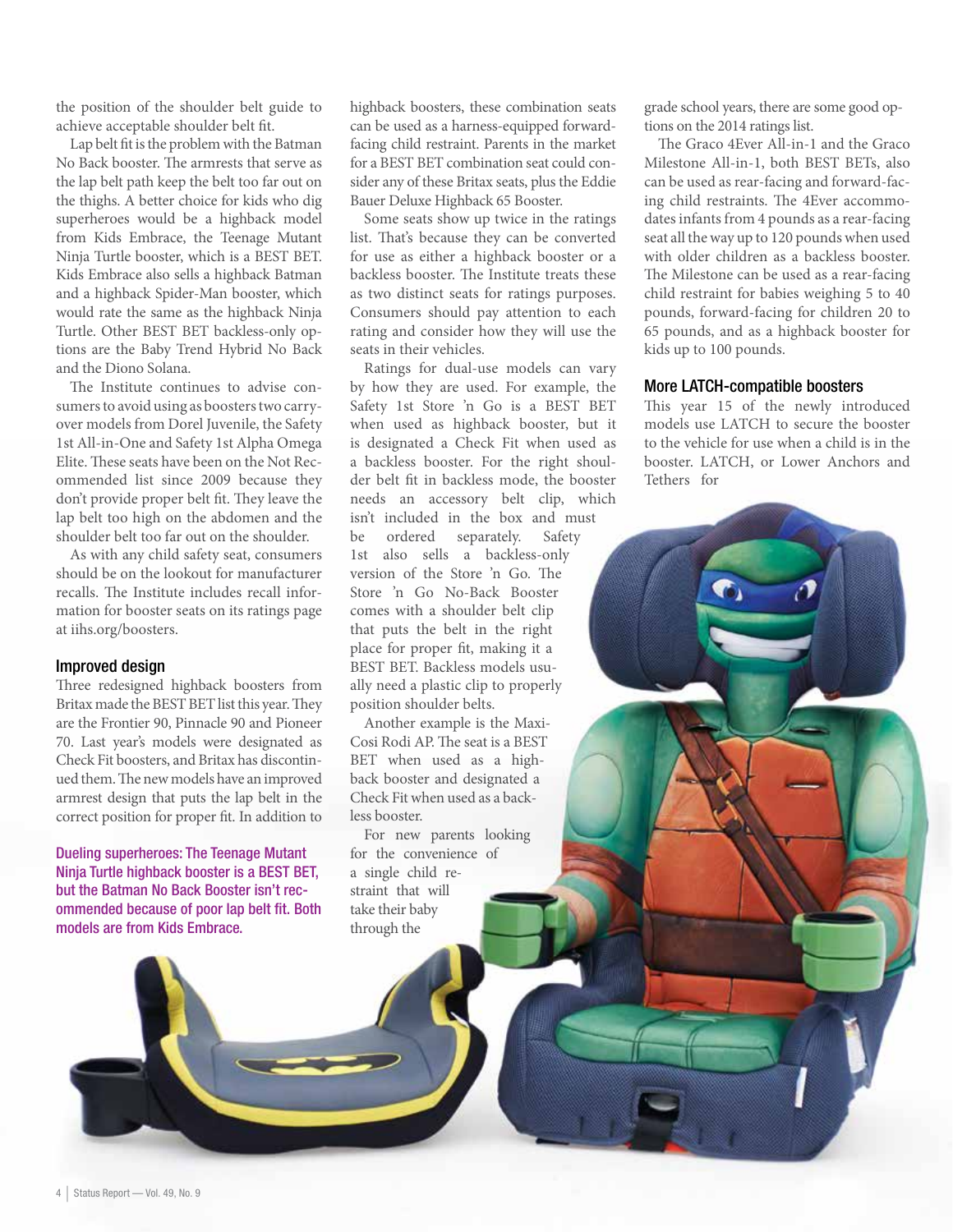the position of the shoulder belt guide to achieve acceptable shoulder belt fit.

Lap belt fit is the problem with the Batman No Back booster. The armrests that serve as the lap belt path keep the belt too far out on the thighs. A better choice for kids who dig superheroes would be a highback model from Kids Embrace, the Teenage Mutant Ninja Turtle booster, which is a BEST BET. Kids Embrace also sells a highback Batman and a highback Spider-Man booster, which would rate the same as the highback Ninja Turtle. Other BEST BET backless-only options are the Baby Trend Hybrid No Back and the Diono Solana.

The Institute continues to advise consumers to avoid using as boosters two carryover models from Dorel Juvenile, the Safety 1st All-in-One and Safety 1st Alpha Omega Elite. These seats have been on the Not Recommended list since 2009 because they don't provide proper belt fit. They leave the lap belt too high on the abdomen and the shoulder belt too far out on the shoulder.

As with any child safety seat, consumers should be on the lookout for manufacturer recalls. The Institute includes recall information for booster seats on its ratings page at iihs.org/boosters.

## Improved design

Three redesigned highback boosters from Britax made the BEST BET list this year. They are the Frontier 90, Pinnacle 90 and Pioneer 70. Last year's models were designated as Check Fit boosters, and Britax has discontinued them. The new models have an improved armrest design that puts the lap belt in the correct position for proper fit. In addition to highback boosters, these combination seats can be used as a harness-equipped forward-facing child restraint. Parents in the market for a BEST BET combination seat could consider any of these Britax seats, plus the Eddie Bauer Deluxe Highback 65 Booster.

Some seats show up twice in the ratings list. That's because they can be converted for use as either a highback booster or a backless booster. The Institute treats these as two distinct seats for ratings purposes. Consumers should pay attention to each rating and consider how they will use the seats in their vehicles.

Ratings for dual-use models can vary by how they are used. For example, the Safety 1st Store 'n Go is a BEST BET when used as highback booster, but it is designated a Check Fit when used as a backless booster. For the right shoulder belt fit in backless mode, the booster needs an accessory belt clip, which isn't included in the box and must be ordered separately. Safety 1st also sells a backless-only version of the Store 'n Go. The Store 'n Go No-Back Booster comes with a shoulder belt clip that puts the belt in the right place for proper fit, making it a BEST BET. Backless models usually need a plastic clip to properly position shoulder belts.

Another example is the Maxi-Cosi Rodi AP. The seat is a BEST BET when used as a highback booster and designated a Check Fit when used as a backless booster.

For new parents looking for the convenience of a single child restraint that will take their baby through the grade school years, there are some good options on the 2014 ratings list.

The Graco 4Ever All-in-1 and the Graco Milestone All-in-1, both BEST BETs, also can be used as rear-facing and forward-facing child restraints. The 4Ever accommodates infants from 4 pounds as a rear-facing seat all the way up to 120 pounds when used with older children as a backless booster. The Milestone can be used as a rear-facing child restraint for babies weighing 5 to 40 pounds, forward-facing for children 20 to 65 pounds, and as a highback booster for kids up to 100 pounds.

## More LATCH-compatible boosters

This year 15 of the newly introduced models use LATCH to secure the booster to the vehicle for use when a child is in the booster. LATCH, or Lower Anchors and Tethers for

Dueling superheroes: The Teenage Mutant Ninja Turtle highback booster is a BEST BET, but the Batman No Back Booster isn't recommended because of poor lap belt fit. Both models are from Kids Embrace.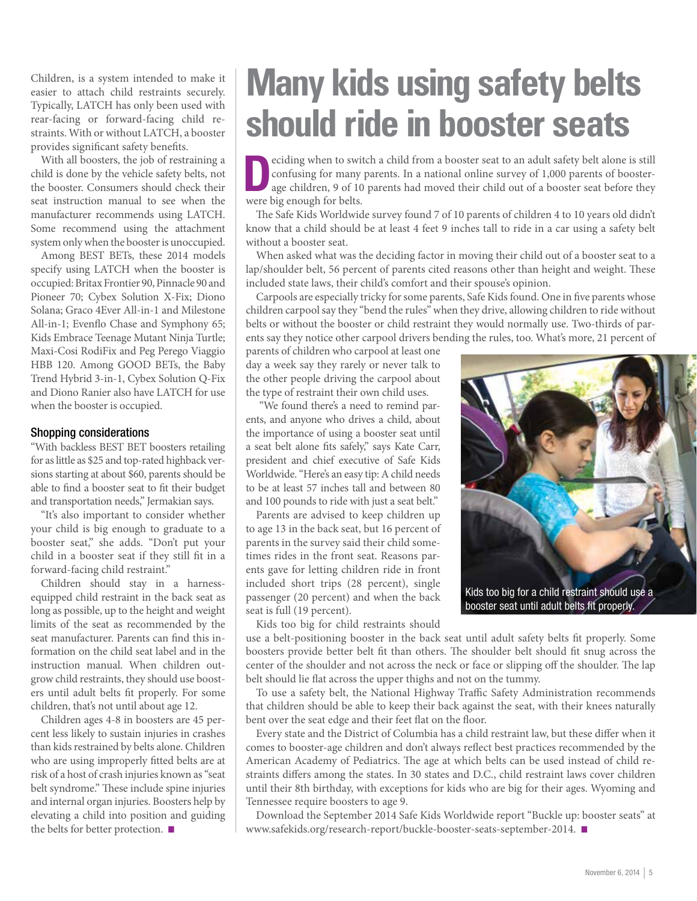Children, is a system intended to make it easier to attach child restraints securely. Typically, LATCH has only been used with rear-facing or forward-facing child restraints. With or without LATCH, a booster provides significant safety benefits.

With all boosters, the job of restraining a child is done by the vehicle safety belts, not the booster. Consumers should check their seat instruction manual to see when the manufacturer recommends using LATCH. Some recommend using the attachment system only when the booster is unoccupied.

Among BEST BETs, these 2014 models specify using LATCH when the booster is occupied: Britax Frontier 90, Pinnacle 90 and Pioneer 70; Cybex Solution X-Fix; Diono Solana; Graco 4Ever All-in-1 and Milestone All-in-1; Evenflo Chase and Symphony 65; Kids Embrace Teenage Mutant Ninja Turtle; Maxi-Cosi RodiFix and Peg Perego Viaggio HBB 120. Among GOOD BETs, the Baby Trend Hybrid 3-in-1, Cybex Solution Q-Fix and Diono Ranier also have LATCH for use when the booster is occupied.

### Shopping considerations

"With backless BEST BET boosters retailing for as little as $25 and top-rated highback versions starting at about $60, parents should be able to find a booster seat to fit their budget and transportation needs," Jermakian says.

"It's also important to consider whether your child is big enough to graduate to a booster seat," she adds. "Don't put your child in a booster seat if they still fit in a forward-facing child restraint."

Children should stay in a harness-equipped child restraint in the back seat as long as possible, up to the height and weight limits of the seat as recommended by the seat manufacturer. Parents can find this information on the child seat label and in the instruction manual. When children outgrow child restraints, they should use boosters until adult belts fit properly. For some children, that's not until about age 12.

Children ages 4-8 in boosters are 45 percent less likely to sustain injuries in crashes than kids restrained by belts alone. Children who are using improperly fitted belts are at risk of a host of crash injuries known as "seat belt syndrome." These include spine injuries and internal organ injuries. Boosters help by elevating a child into position and guiding the belts for better protection. ■

# Many kids using safety belts should ride in booster seats

Deciding when to switch a child from a booster seat to an adult safety belt alone is still confusing for many parents. In a national online survey of 1,000 parents of booster-age children, 9 of 10 parents had moved their child out of a booster seat before they were big enough for belts.

The Safe Kids Worldwide survey found 7 of 10 parents of children 4 to 10 years old didn't know that a child should be at least 4 feet 9 inches tall to ride in a car using a safety belt without a booster seat.

When asked what was the deciding factor in moving their child out of a booster seat to a lap/shoulder belt, 56 percent of parents cited reasons other than height and weight. These included state laws, their child's comfort and their spouse's opinion.

Carpools are especially tricky for some parents, Safe Kids found. One in five parents whose children carpool say they "bend the rules" when they drive, allowing children to ride without belts or without the booster or child restraint they would normally use. Two-thirds of parents say they notice other carpool drivers bending the rules, too. What's more, 21 percent of parents of children who carpool at least one day a week say they rarely or never talk to the other people driving the carpool about the type of restraint their own child uses.

"We found there's a need to remind parents, and anyone who drives a child, about the importance of using a booster seat until a seat belt alone fits safely," says Kate Carr, president and chief executive of Safe Kids Worldwide. "Here's an easy tip: A child needs to be at least 57 inches tall and between 80 and 100 pounds to ride with just a seat belt."

Parents are advised to keep children up to age 13 in the back seat, but 16 percent of parents in the survey said their child sometimes rides in the front seat. Reasons parents gave for letting children ride in front included short trips (28 percent), single passenger (20 percent) and when the back seat is full (19 percent).

Kids too big for a child restraint should use a booster seat until adult belts fit properly.

Kids too big for child restraints should use a belt-positioning booster in the back seat until adult safety belts fit properly. Some boosters provide better belt fit than others. The shoulder belt should fit snug across the center of the shoulder and not across the neck or face or slipping off the shoulder. The lap belt should lie flat across the upper thighs and not on the tummy.

To use a safety belt, the National Highway Traffic Safety Administration recommends that children should be able to keep their back against the seat, with their knees naturally bent over the seat edge and their feet flat on the floor.

Every state and the District of Columbia has a child restraint law, but these differ when it comes to booster-age children and don't always reflect best practices recommended by the American Academy of Pediatrics. The age at which belts can be used instead of child restraints differs among the states. In 30 states and D.C., child restraint laws cover children until their 8th birthday, with exceptions for kids who are big for their ages. Wyoming and Tennessee require boosters to age 9.

Download the September 2014 Safe Kids Worldwide report "Buckle up: booster seats" at www.safekids.org/research-report/buckle-booster-seats-september-2014. ■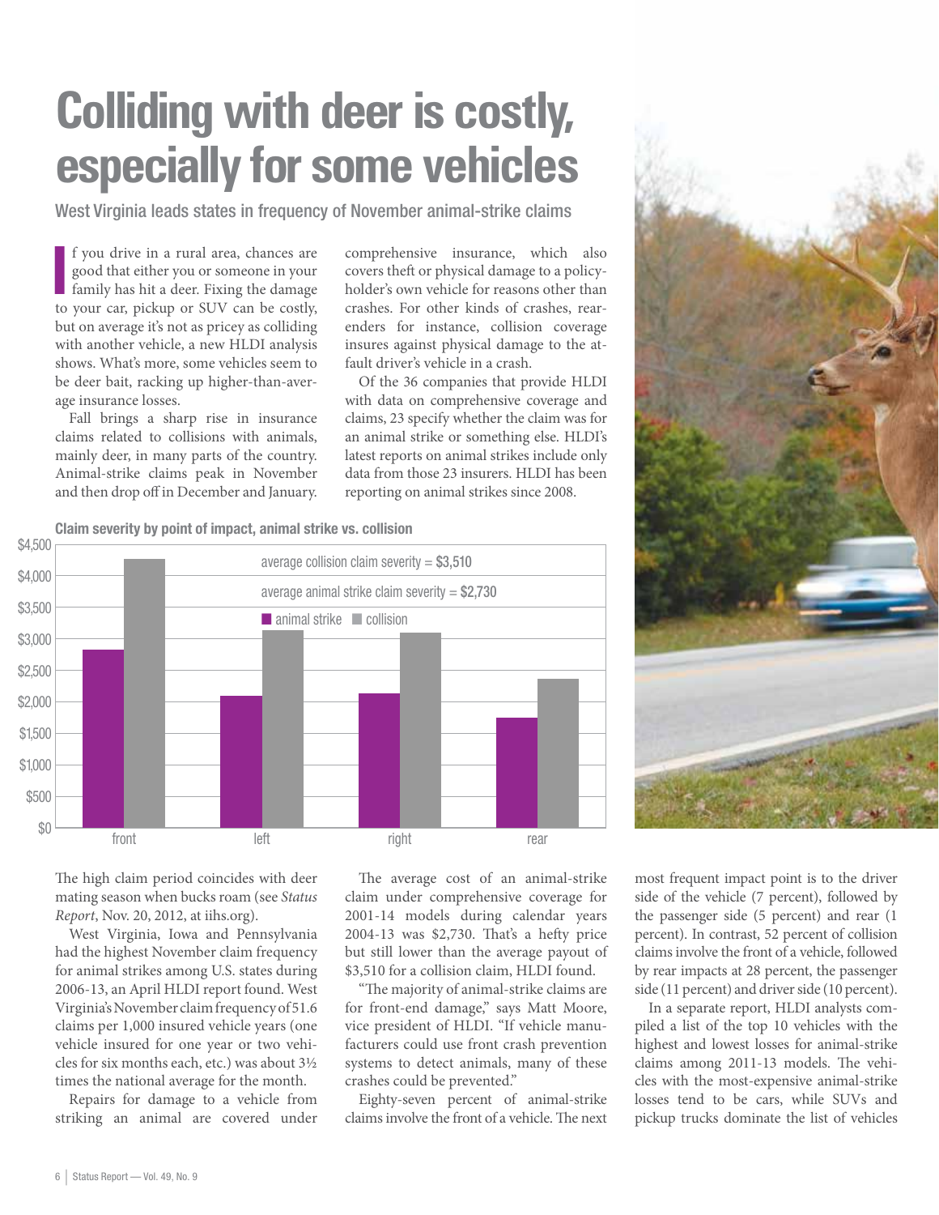# Colliding with deer is costly, especially for some vehicles

## West Virginia leads states in frequency of November animal-strike claims

If you drive in a rural area, chances are good that either you or someone in your family has hit a deer. Fixing the damage to your car, pickup or SUV can be costly, but on average it's not as pricey as colliding with another vehicle, a new HLDI analysis shows. What's more, some vehicles seem to be deer bait, racking up higher-than-average insurance losses.

Fall brings a sharp rise in insurance claims related to collisions with animals, mainly deer, in many parts of the country. Animal-strike claims peak in November and then drop off in December and January.

comprehensive insurance, which also covers theft or physical damage to a policyholder's own vehicle for reasons other than crashes. For other kinds of crashes, rear-enders for instance, collision coverage insures against physical damage to the at-fault driver's vehicle in a crash.

Of the 36 companies that provide HLDI with data on comprehensive coverage and claims, 23 specify whether the claim was for an animal strike or something else. HLDI's latest reports on animal strikes include only data from those 23 insurers. HLDI has been reporting on animal strikes since 2008.

**Claim severity by point of impact, animal strike vs. collision**

average collision claim severity = **$3,510**

average animal strike claim severity = **$2,730**

The high claim period coincides with deer mating season when bucks roam (see *Status Report*, Nov. 20, 2012, at iihs.org).

West Virginia, Iowa and Pennsylvania had the highest November claim frequency for animal strikes among U.S. states during 2006-13, an April HLDI report found. West Virginia's November claim frequency of 51.6 claims per 1,000 insured vehicle years (one vehicle insured for one year or two vehicles for six months each, etc.) was about 3½ times the national average for the month.

Repairs for damage to a vehicle from striking an animal are covered under

The average cost of an animal-strike claim under comprehensive coverage for 2001-14 models during calendar years 2004-13 was $2,730. That's a hefty price but still lower than the average payout of $3,510 for a collision claim, HLDI found.

"The majority of animal-strike claims are for front-end damage," says Matt Moore, vice president of HLDI. "If vehicle manufacturers could use front crash prevention systems to detect animals, many of these crashes could be prevented."

Eighty-seven percent of animal-strike claims involve the front of a vehicle. The next most frequent impact point is to the driver side of the vehicle (7 percent), followed by the passenger side (5 percent) and rear (1 percent). In contrast, 52 percent of collision claims involve the front of a vehicle, followed by rear impacts at 28 percent, the passenger side (11 percent) and driver side (10 percent).

In a separate report, HLDI analysts compiled a list of the top 10 vehicles with the highest and lowest losses for animal-strike claims among 2011-13 models. The vehicles with the most-expensive animal-strike losses tend to be cars, while SUVs and pickup trucks dominate the list of vehicles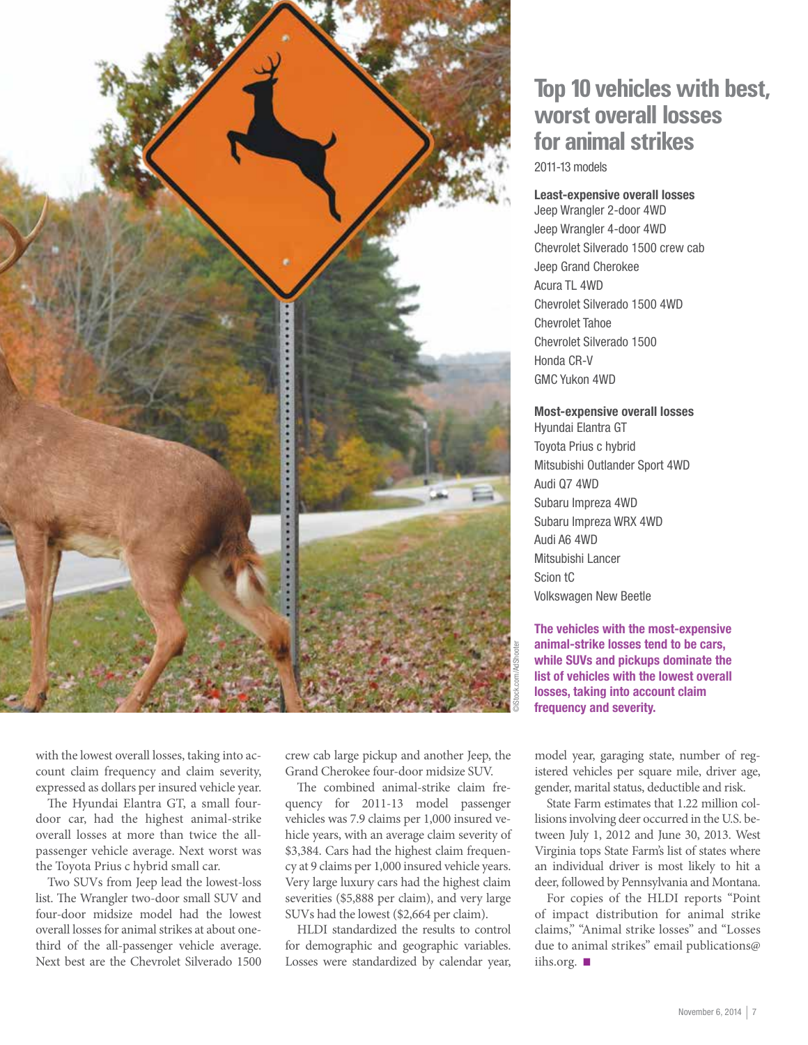## Top 10 vehicles with best, worst overall losses for animal strikes

2011-13 models

**Least-expensive overall losses**

Jeep Wrangler 2-door 4WD
Jeep Wrangler 4-door 4WD
Chevrolet Silverado 1500 crew cab
Jeep Grand Cherokee
Acura TL 4WD
Chevrolet Silverado 1500 4WD
Chevrolet Tahoe
Chevrolet Silverado 1500
Honda CR-V
GMC Yukon 4WD

**Most-expensive overall losses**

Hyundai Elantra GT
Toyota Prius c hybrid
Mitsubishi Outlander Sport 4WD
Audi Q7 4WD
Subaru Impreza 4WD
Subaru Impreza WRX 4WD
Audi A6 4WD
Mitsubishi Lancer
Scion tC
Volkswagen New Beetle

**The vehicles with the most-expensive animal-strike losses tend to be cars, while SUVs and pickups dominate the list of vehicles with the lowest overall losses, taking into account claim frequency and severity.**

©iStock.com/AdShooter

with the lowest overall losses, taking into account claim frequency and claim severity, expressed as dollars per insured vehicle year.

The Hyundai Elantra GT, a small four-door car, had the highest animal-strike overall losses at more than twice the all-passenger vehicle average. Next worst was the Toyota Prius c hybrid small car.

Two SUVs from Jeep lead the lowest-loss list. The Wrangler two-door small SUV and four-door midsize model had the lowest overall losses for animal strikes at about one-third of the all-passenger vehicle average. Next best are the Chevrolet Silverado 1500 crew cab large pickup and another Jeep, the Grand Cherokee four-door midsize SUV.

The combined animal-strike claim frequency for 2011-13 model passenger vehicles was 7.9 claims per 1,000 insured vehicle years, with an average claim severity of $3,384. Cars had the highest claim frequency at 9 claims per 1,000 insured vehicle years. Very large luxury cars had the highest claim severities ($5,888 per claim), and very large SUVs had the lowest ($2,664 per claim).

HLDI standardized the results to control for demographic and geographic variables. Losses were standardized by calendar year, model year, garaging state, number of registered vehicles per square mile, driver age, gender, marital status, deductible and risk.

State Farm estimates that 1.22 million collisions involving deer occurred in the U.S. between July 1, 2012 and June 30, 2013. West Virginia tops State Farm's list of states where an individual driver is most likely to hit a deer, followed by Pennsylvania and Montana.

For copies of the HLDI reports "Point of impact distribution for animal strike claims," "Animal strike losses" and "Losses due to animal strikes" email publications@iihs.org. ■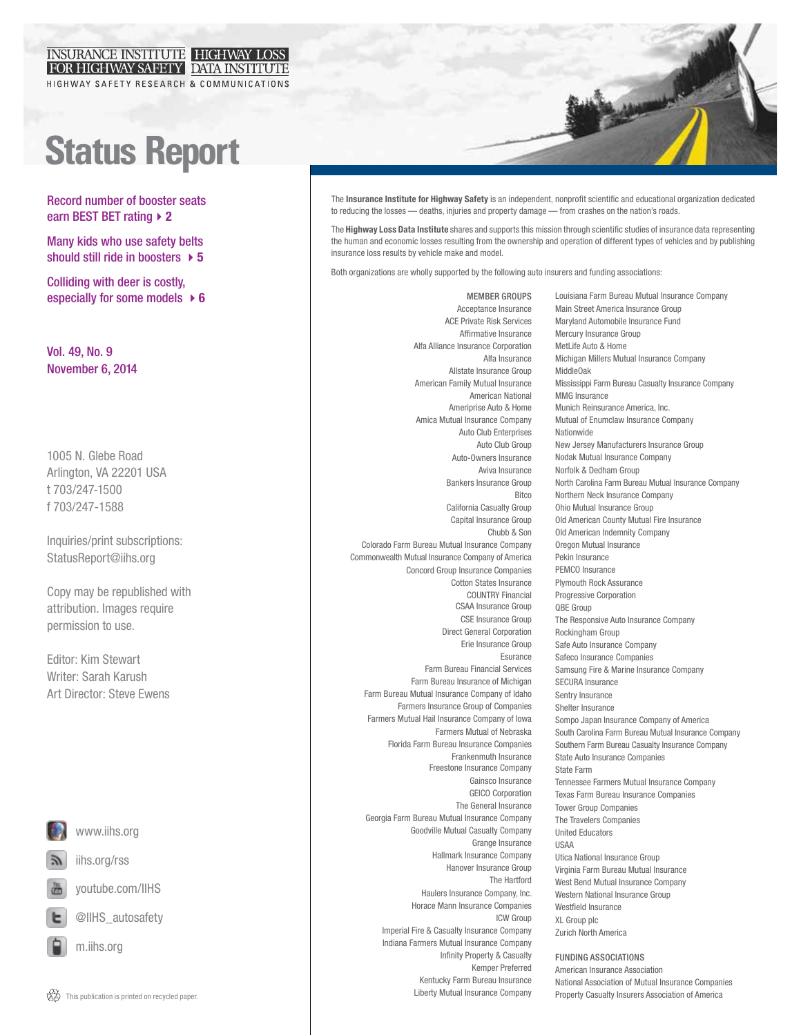INSURANCE INSTITUTE FOR HIGHWAY SAFETY | HIGHWAY LOSS DATA INSTITUTE

HIGHWAY SAFETY RESEARCH & COMMUNICATIONS

# Status Report

Record number of booster seats earn BEST BET rating ▸ 2

Many kids who use safety belts should still ride in boosters ▸ 5

Colliding with deer is costly, especially for some models ▸ 6

Vol. 49, No. 9
November 6, 2014

1005 N. Glebe Road
Arlington, VA 22201 USA
t 703/247-1500
f 703/247-1588

Inquiries/print subscriptions:
StatusReport@iihs.org

Copy may be republished with attribution. Images require permission to use.

Editor: Kim Stewart
Writer: Sarah Karush
Art Director: Steve Ewens

www.iihs.org

iihs.org/rss

youtube.com/IIHS

@IIHS_autosafety

m.iihs.org

This publication is printed on recycled paper.

The **Insurance Institute for Highway Safety** is an independent, nonprofit scientific and educational organization dedicated to reducing the losses — deaths, injuries and property damage — from crashes on the nation's roads.

The **Highway Loss Data Institute** shares and supports this mission through scientific studies of insurance data representing the human and economic losses resulting from the ownership and operation of different types of vehicles and by publishing insurance loss results by vehicle make and model.

Both organizations are wholly supported by the following auto insurers and funding associations:

MEMBER GROUPS

Acceptance Insurance
ACE Private Risk Services
Affirmative Insurance
Alfa Alliance Insurance Corporation
Alfa Insurance
Allstate Insurance Group
American Family Mutual Insurance
American National
Ameriprise Auto & Home
Amica Mutual Insurance Company
Auto Club Enterprises
Auto Club Group
Auto-Owners Insurance
Aviva Insurance
Bankers Insurance Group
Bitco
California Casualty Group
Capital Insurance Group
Chubb & Son
Colorado Farm Bureau Mutual Insurance Company
Commonwealth Mutual Insurance Company of America
Concord Group Insurance Companies
Cotton States Insurance
COUNTRY Financial
CSAA Insurance Group
CSE Insurance Group
Direct General Corporation
Erie Insurance Group
Esurance
Farm Bureau Financial Services
Farm Bureau Insurance of Michigan
Farm Bureau Mutual Insurance Company of Idaho
Farmers Insurance Group of Companies
Farmers Mutual Hail Insurance Company of Iowa
Farmers Mutual of Nebraska
Florida Farm Bureau Insurance Companies
Frankenmuth Insurance
Freestone Insurance Company
Gainsco Insurance
GEICO Corporation
The General Insurance
Georgia Farm Bureau Mutual Insurance Company
Goodville Mutual Casualty Company
Grange Insurance
Hallmark Insurance Company
Hanover Insurance Group
The Hartford
Haulers Insurance Company, Inc.
Horace Mann Insurance Companies
ICW Group
Imperial Fire & Casualty Insurance Company
Indiana Farmers Mutual Insurance Company
Infinity Property & Casualty
Kemper Preferred
Kentucky Farm Bureau Insurance
Liberty Mutual Insurance Company
Louisiana Farm Bureau Mutual Insurance Company
Main Street America Insurance Group
Maryland Automobile Insurance Fund
Mercury Insurance Group
MetLife Auto & Home
Michigan Millers Mutual Insurance Company
MiddleOak
Mississippi Farm Bureau Casualty Insurance Company
MMG Insurance
Munich Reinsurance America, Inc.
Mutual of Enumclaw Insurance Company
Nationwide
New Jersey Manufacturers Insurance Group
Nodak Mutual Insurance Company
Norfolk & Dedham Group
North Carolina Farm Bureau Mutual Insurance Company
Northern Neck Insurance Company
Ohio Mutual Insurance Group
Old American County Mutual Fire Insurance
Old American Indemnity Company
Oregon Mutual Insurance
Pekin Insurance
PEMCO Insurance
Plymouth Rock Assurance
Progressive Corporation
QBE Group
The Responsive Auto Insurance Company
Rockingham Group
Safe Auto Insurance Company
Safeco Insurance Companies
Samsung Fire & Marine Insurance Company
SECURA Insurance
Sentry Insurance
Shelter Insurance
Sompo Japan Insurance Company of America
South Carolina Farm Bureau Mutual Insurance Company
Southern Farm Bureau Casualty Insurance Company
State Auto Insurance Companies
State Farm
Tennessee Farmers Mutual Insurance Company
Texas Farm Bureau Insurance Companies
Tower Group Companies
The Travelers Companies
United Educators
USAA
Utica National Insurance Group
Virginia Farm Bureau Mutual Insurance
West Bend Mutual Insurance Company
Western National Insurance Group
Westfield Insurance
XL Group plc
Zurich North America

FUNDING ASSOCIATIONS

American Insurance Association
National Association of Mutual Insurance Companies
Property Casualty Insurers Association of America